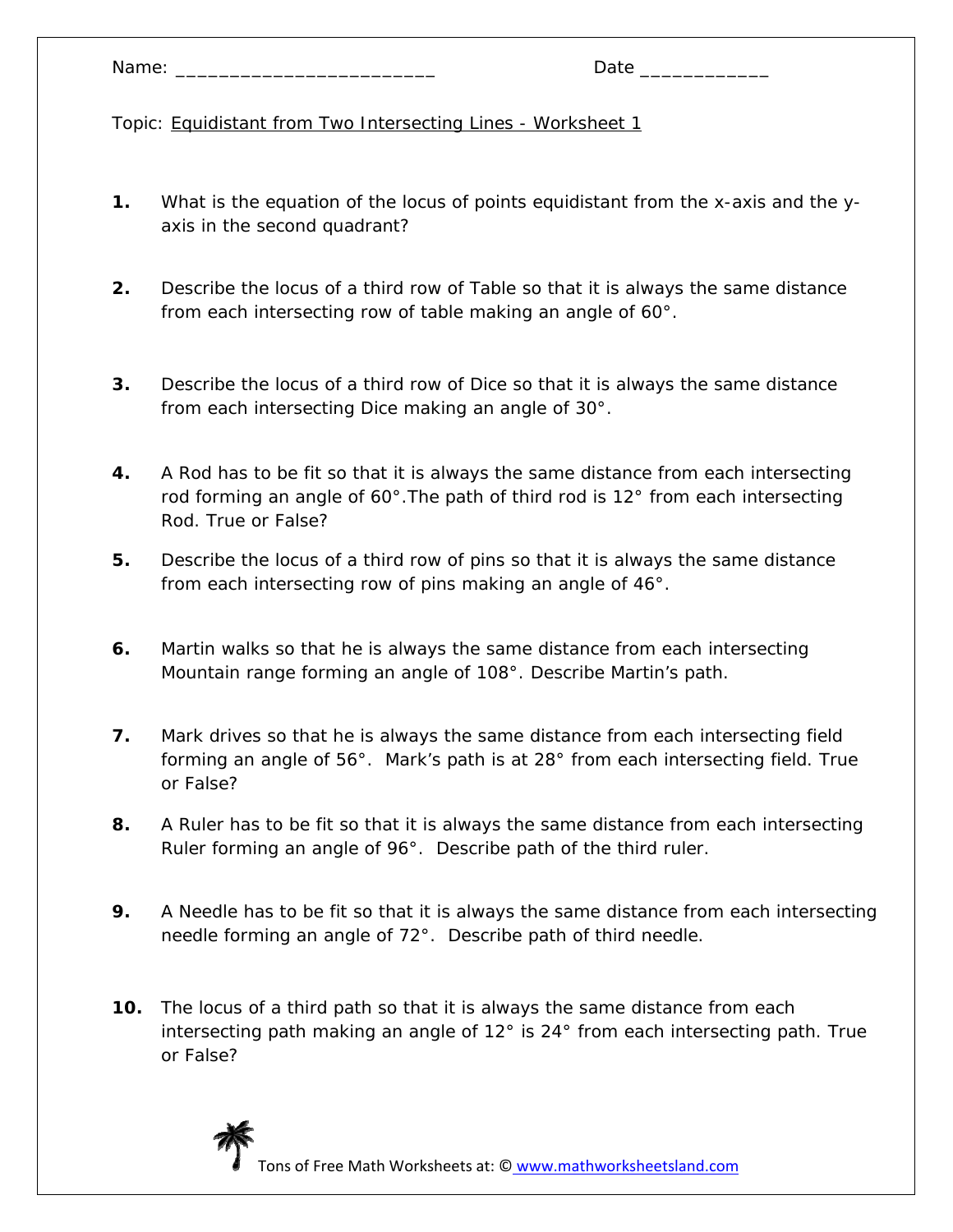Name: ________________________ Date ____________

Topic: Equidistant from Two Intersecting Lines - Worksheet 1

1. What is the equation of the locus of points equidistant from the x-axis and the y-axis in the second quadrant?

2. Describe the locus of a third row of Table so that it is always the same distance from each intersecting row of table making an angle of 60°.

3. Describe the locus of a third row of Dice so that it is always the same distance from each intersecting Dice making an angle of 30°.

4. A Rod has to be fit so that it is always the same distance from each intersecting rod forming an angle of 60°.The path of third rod is 12° from each intersecting Rod. True or False?

5. Describe the locus of a third row of pins so that it is always the same distance from each intersecting row of pins making an angle of 46°.

6. Martin walks so that he is always the same distance from each intersecting Mountain range forming an angle of 108°. Describe Martin's path.

7. Mark drives so that he is always the same distance from each intersecting field forming an angle of 56°. Mark's path is at 28° from each intersecting field. True or False?

8. A Ruler has to be fit so that it is always the same distance from each intersecting Ruler forming an angle of 96°. Describe path of the third ruler.

9. A Needle has to be fit so that it is always the same distance from each intersecting needle forming an angle of 72°. Describe path of third needle.

10. The locus of a third path so that it is always the same distance from each intersecting path making an angle of 12° is 24° from each intersecting path. True or False?

Tons of Free Math Worksheets at: © www.mathworksheetsland.com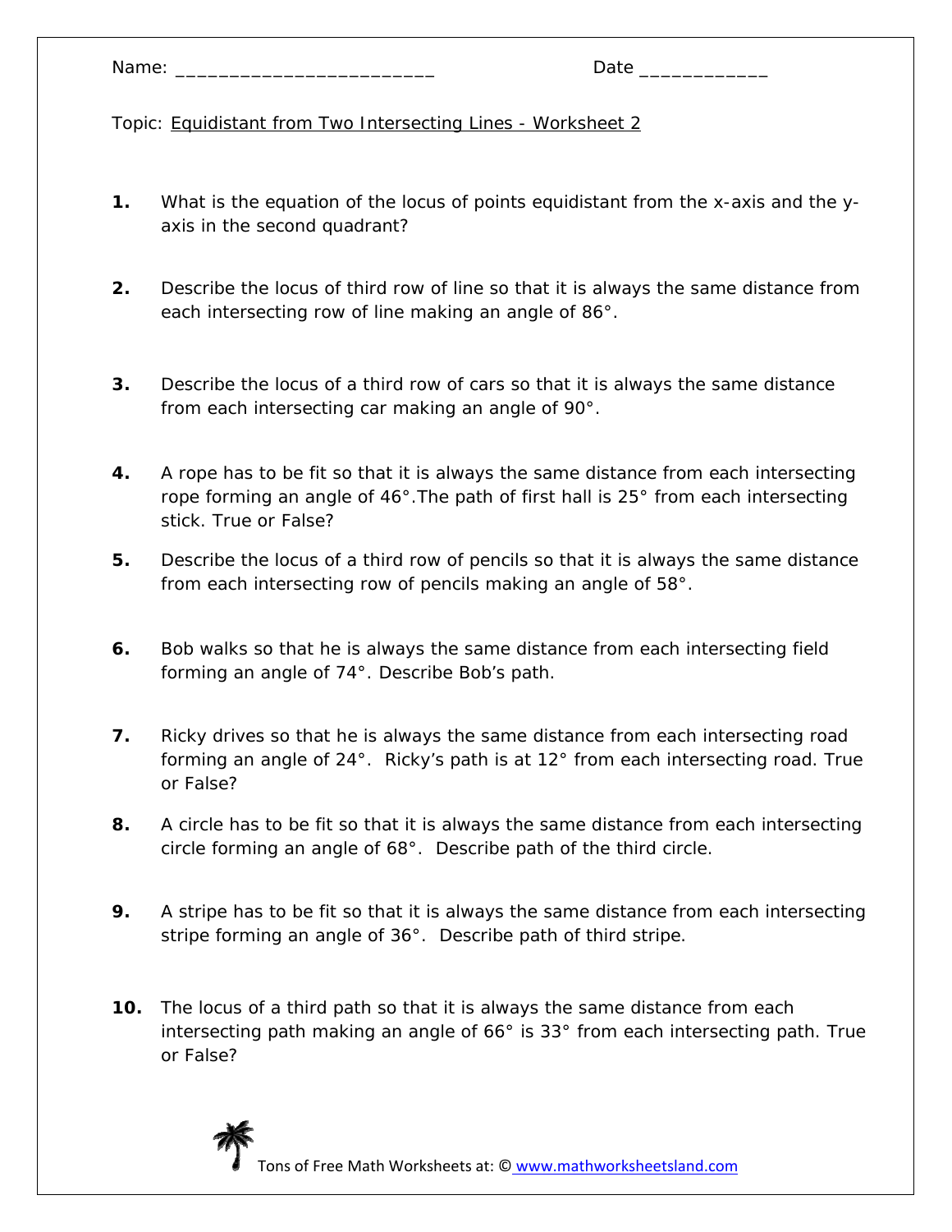Name: ________________________ Date ____________

Topic: Equidistant from Two Intersecting Lines - Worksheet 2

**1.** What is the equation of the locus of points equidistant from the x-axis and the y-axis in the second quadrant?

**2.** Describe the locus of third row of line so that it is always the same distance from each intersecting row of line making an angle of 86°.

**3.** Describe the locus of a third row of cars so that it is always the same distance from each intersecting car making an angle of 90°.

**4.** A rope has to be fit so that it is always the same distance from each intersecting rope forming an angle of 46°.The path of first hall is 25° from each intersecting stick. True or False?

**5.** Describe the locus of a third row of pencils so that it is always the same distance from each intersecting row of pencils making an angle of 58°.

**6.** Bob walks so that he is always the same distance from each intersecting field forming an angle of 74°. Describe Bob's path.

**7.** Ricky drives so that he is always the same distance from each intersecting road forming an angle of 24°. Ricky's path is at 12° from each intersecting road. True or False?

**8.** A circle has to be fit so that it is always the same distance from each intersecting circle forming an angle of 68°. Describe path of the third circle.

**9.** A stripe has to be fit so that it is always the same distance from each intersecting stripe forming an angle of 36°. Describe path of third stripe.

**10.** The locus of a third path so that it is always the same distance from each intersecting path making an angle of 66° is 33° from each intersecting path. True or False?

Tons of Free Math Worksheets at: © www.mathworksheetsland.com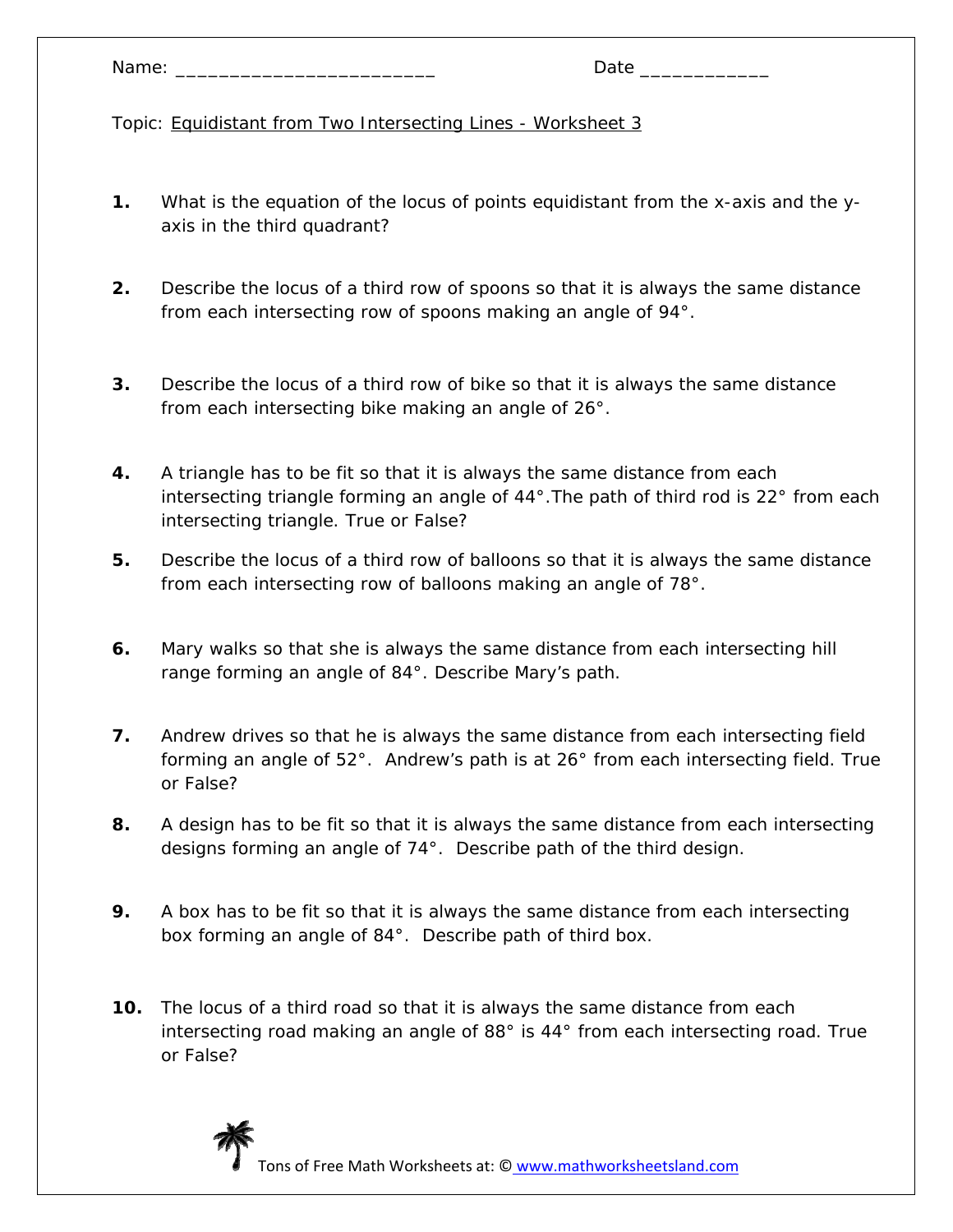Name: ________________________ Date ____________

Topic: Equidistant from Two Intersecting Lines - Worksheet 3

**1.** What is the equation of the locus of points equidistant from the x-axis and the y-axis in the third quadrant?

**2.** Describe the locus of a third row of spoons so that it is always the same distance from each intersecting row of spoons making an angle of 94°.

**3.** Describe the locus of a third row of bike so that it is always the same distance from each intersecting bike making an angle of 26°.

**4.** A triangle has to be fit so that it is always the same distance from each intersecting triangle forming an angle of 44°.The path of third rod is 22° from each intersecting triangle. True or False?

**5.** Describe the locus of a third row of balloons so that it is always the same distance from each intersecting row of balloons making an angle of 78°.

**6.** Mary walks so that she is always the same distance from each intersecting hill range forming an angle of 84°. Describe Mary's path.

**7.** Andrew drives so that he is always the same distance from each intersecting field forming an angle of 52°. Andrew's path is at 26° from each intersecting field. True or False?

**8.** A design has to be fit so that it is always the same distance from each intersecting designs forming an angle of 74°. Describe path of the third design.

**9.** A box has to be fit so that it is always the same distance from each intersecting box forming an angle of 84°. Describe path of third box.

**10.** The locus of a third road so that it is always the same distance from each intersecting road making an angle of 88° is 44° from each intersecting road. True or False?

Tons of Free Math Worksheets at: © www.mathworksheetsland.com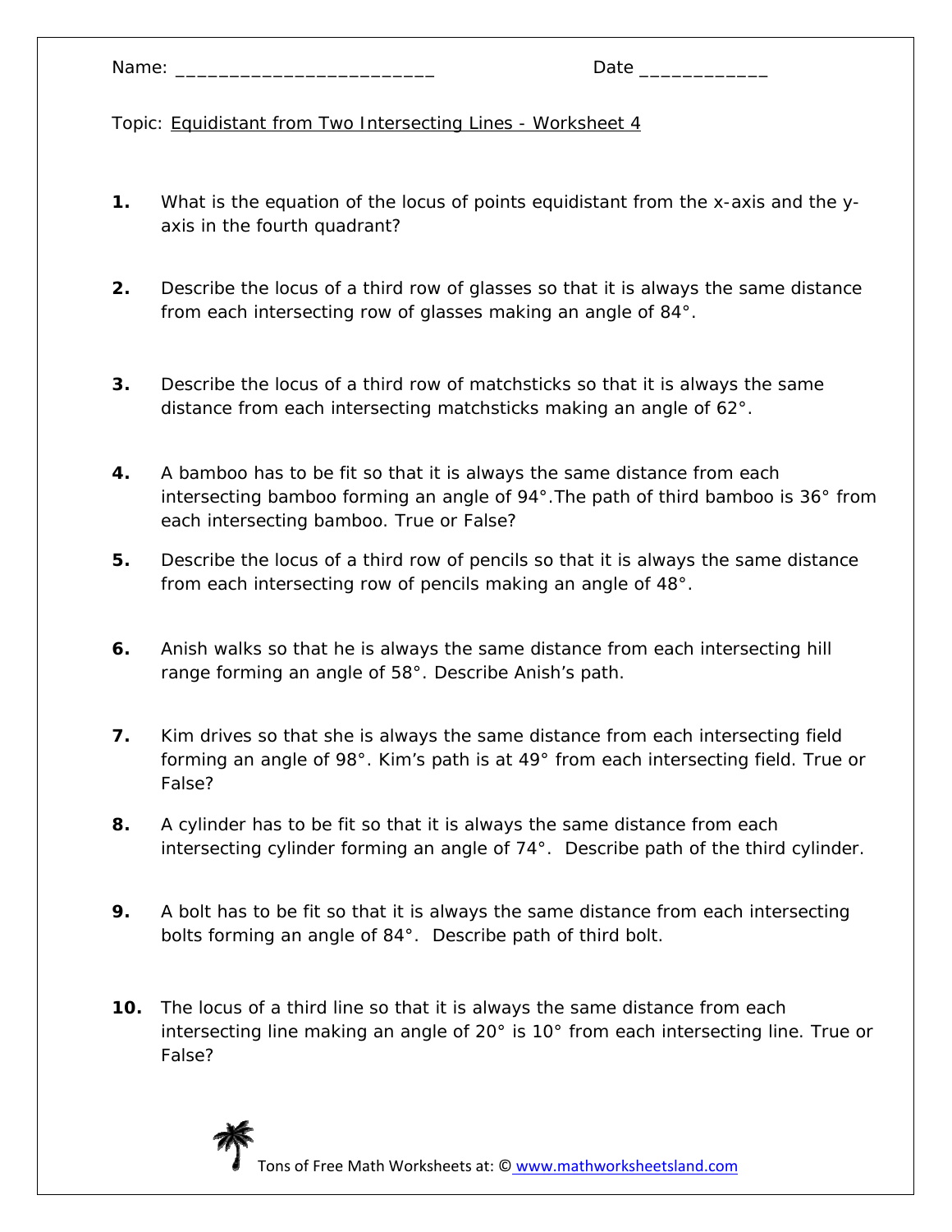Name: ________________________ Date ____________

Topic: Equidistant from Two Intersecting Lines - Worksheet 4

1. What is the equation of the locus of points equidistant from the x-axis and the y-axis in the fourth quadrant?

2. Describe the locus of a third row of glasses so that it is always the same distance from each intersecting row of glasses making an angle of 84°.

3. Describe the locus of a third row of matchsticks so that it is always the same distance from each intersecting matchsticks making an angle of 62°.

4. A bamboo has to be fit so that it is always the same distance from each intersecting bamboo forming an angle of 94°.The path of third bamboo is 36° from each intersecting bamboo. True or False?

5. Describe the locus of a third row of pencils so that it is always the same distance from each intersecting row of pencils making an angle of 48°.

6. Anish walks so that he is always the same distance from each intersecting hill range forming an angle of 58°. Describe Anish's path.

7. Kim drives so that she is always the same distance from each intersecting field forming an angle of 98°. Kim's path is at 49° from each intersecting field. True or False?

8. A cylinder has to be fit so that it is always the same distance from each intersecting cylinder forming an angle of 74°. Describe path of the third cylinder.

9. A bolt has to be fit so that it is always the same distance from each intersecting bolts forming an angle of 84°. Describe path of third bolt.

10. The locus of a third line so that it is always the same distance from each intersecting line making an angle of 20° is 10° from each intersecting line. True or False?

Tons of Free Math Worksheets at: © www.mathworksheetsland.com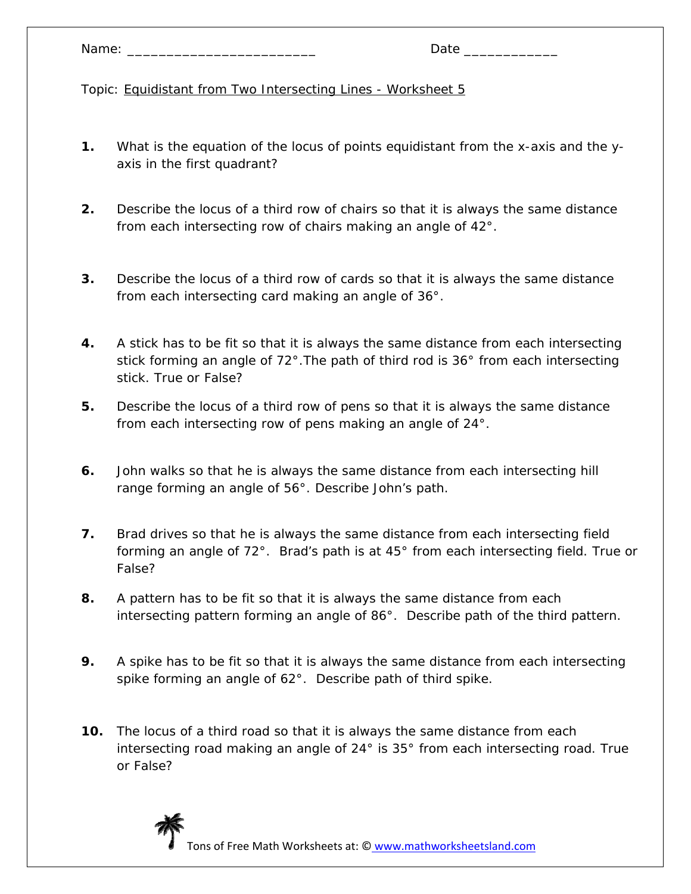Name: ________________________ Date ____________

Topic: Equidistant from Two Intersecting Lines - Worksheet 5

**1.** What is the equation of the locus of points equidistant from the x-axis and the y-axis in the first quadrant?

**2.** Describe the locus of a third row of chairs so that it is always the same distance from each intersecting row of chairs making an angle of 42°.

**3.** Describe the locus of a third row of cards so that it is always the same distance from each intersecting card making an angle of 36°.

**4.** A stick has to be fit so that it is always the same distance from each intersecting stick forming an angle of 72°.The path of third rod is 36° from each intersecting stick. True or False?

**5.** Describe the locus of a third row of pens so that it is always the same distance from each intersecting row of pens making an angle of 24°.

**6.** John walks so that he is always the same distance from each intersecting hill range forming an angle of 56°. Describe John's path.

**7.** Brad drives so that he is always the same distance from each intersecting field forming an angle of 72°. Brad's path is at 45° from each intersecting field. True or False?

**8.** A pattern has to be fit so that it is always the same distance from each intersecting pattern forming an angle of 86°. Describe path of the third pattern.

**9.** A spike has to be fit so that it is always the same distance from each intersecting spike forming an angle of 62°. Describe path of third spike.

**10.** The locus of a third road so that it is always the same distance from each intersecting road making an angle of 24° is 35° from each intersecting road. True or False?

Tons of Free Math Worksheets at: © www.mathworksheetsland.com